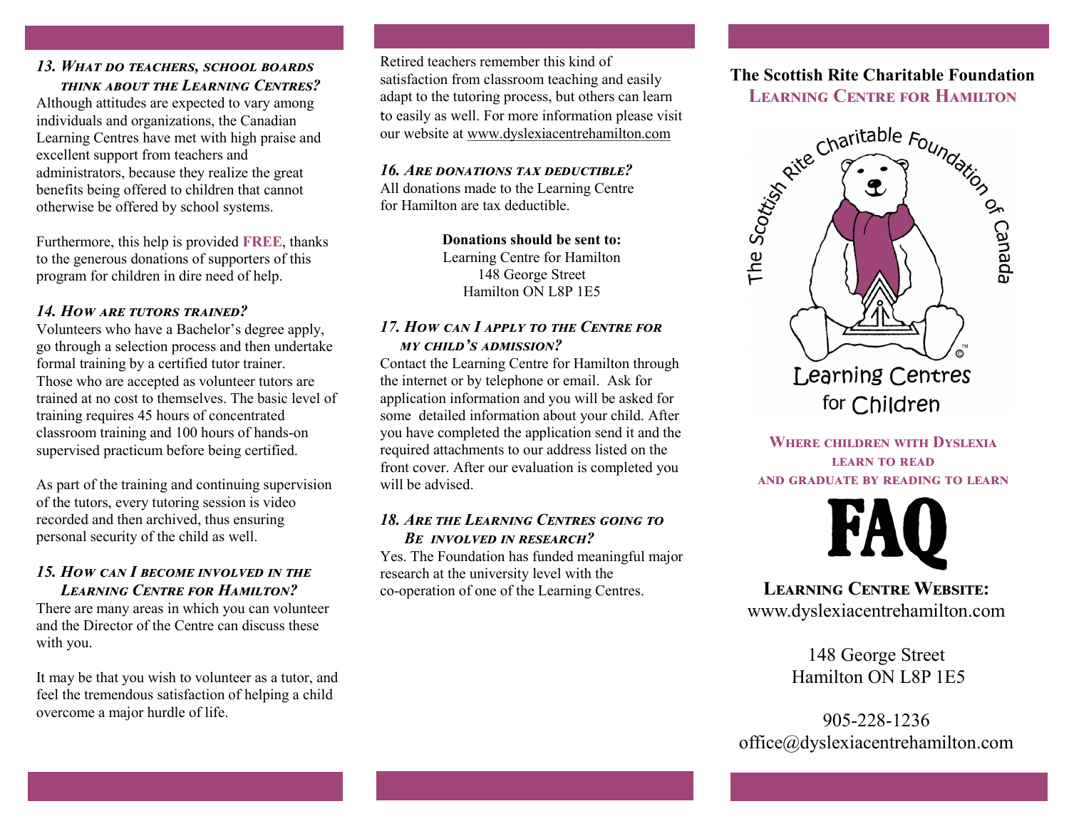### *13. What do teachers, school boards think about the Learning Centres?*

Although attitudes are expected to vary among individuals and organizations, the Canadian Learning Centres have met with high praise and excellent support from teachers and administrators, because they realize the great benefits being offered to children that cannot otherwise be offered by school systems.

Furthermore, this help is provided **FREE**, thanks to the generous donations of supporters of this program for children in dire need of help.

### *14. How are tutors trained?*

Volunteers who have a Bachelor's degree apply, go through a selection process and then undertake formal training by a certified tutor trainer. Those who are accepted as volunteer tutors are trained at no cost to themselves. The basic level of training requires 45 hours of concentrated classroom training and 100 hours of hands-on supervised practicum before being certified.

As part of the training and continuing supervision of the tutors, every tutoring session is video recorded and then archived, thus ensuring personal security of the child as well.

### *15. How can I become involved in the Learning Centre for Hamilton?*

There are many areas in which you can volunteer and the Director of the Centre can discuss these with you.

It may be that you wish to volunteer as a tutor, and feel the tremendous satisfaction of helping a child overcome a major hurdle of life.

Retired teachers remember this kind of satisfaction from classroom teaching and easily adapt to the tutoring process, but others can learn to easily as well. For more information please visit our website at www.dyslexiacentrehamilton.com

### *16. Are donations tax deductible?*

All donations made to the Learning Centre for Hamilton are tax deductible.

**Donations should be sent to:**
Learning Centre for Hamilton
148 George Street
Hamilton ON L8P 1E5

### *17. How can I apply to the Centre for my child's admission?*

Contact the Learning Centre for Hamilton through the internet or by telephone or email. Ask for application information and you will be asked for some detailed information about your child. After you have completed the application send it and the required attachments to our address listed on the front cover. After our evaluation is completed you will be advised.

### *18. Are the Learning Centres going to be involved in research?*

Yes. The Foundation has funded meaningful major research at the university level with the co-operation of one of the Learning Centres.

# The Scottish Rite Charitable Foundation
## Learning Centre for Hamilton

The Scottish Rite Charitable Foundation of Canada
Learning Centres for Children

**Where children with Dyslexia learn to read and graduate by reading to learn**

# FAQ

**Learning Centre Website:**
www.dyslexiacentrehamilton.com

148 George Street
Hamilton ON L8P 1E5

905-228-1236
office@dyslexiacentrehamilton.com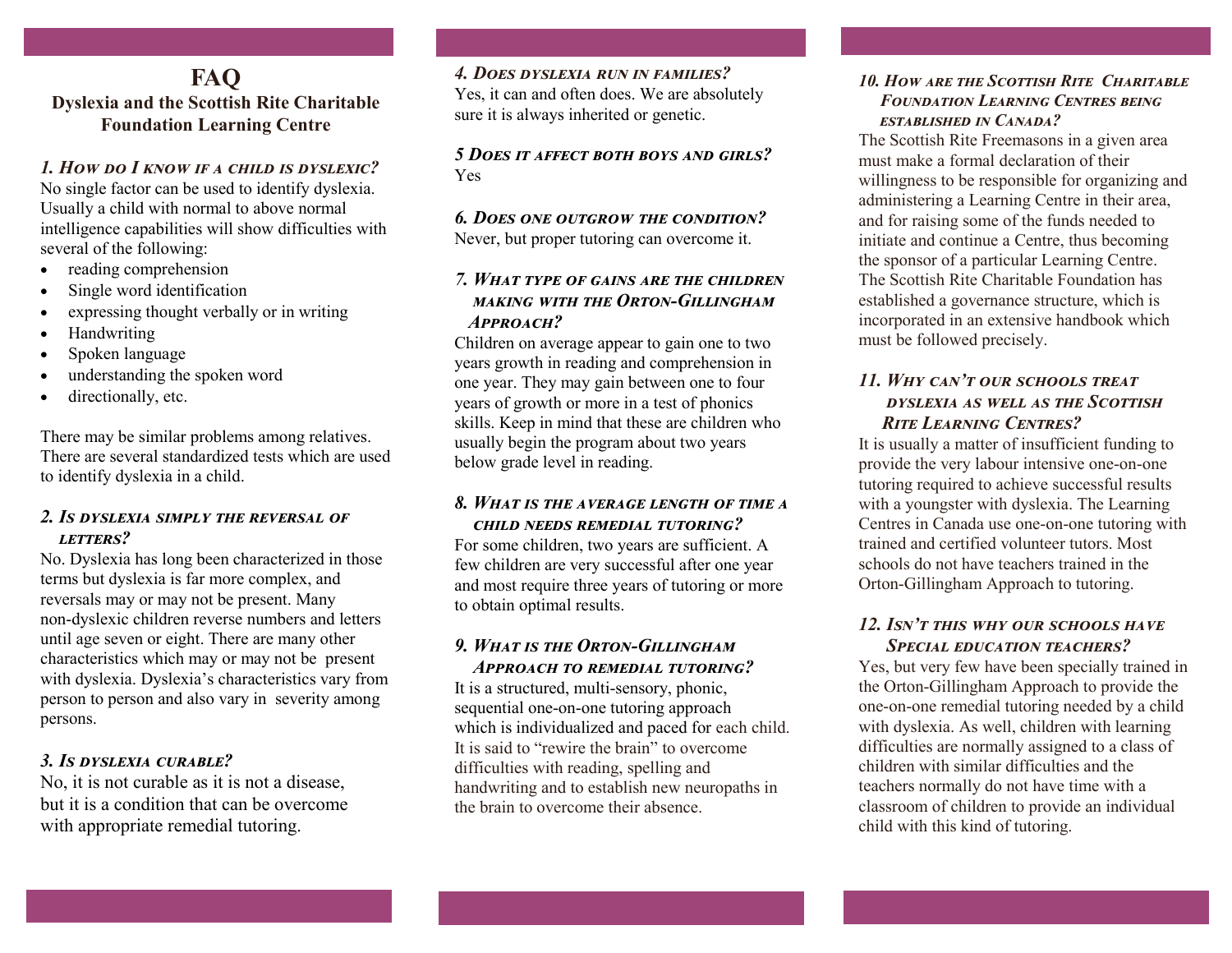# FAQ

## Dyslexia and the Scottish Rite Charitable Foundation Learning Centre

### *1. How do I know if a child is dyslexic?*

No single factor can be used to identify dyslexia. Usually a child with normal to above normal intelligence capabilities will show difficulties with several of the following:

- reading comprehension
- Single word identification
- expressing thought verbally or in writing
- Handwriting
- Spoken language
- understanding the spoken word
- directionally, etc.

There may be similar problems among relatives. There are several standardized tests which are used to identify dyslexia in a child.

### *2. Is dyslexia simply the reversal of letters?*

No. Dyslexia has long been characterized in those terms but dyslexia is far more complex, and reversals may or may not be present. Many non-dyslexic children reverse numbers and letters until age seven or eight. There are many other characteristics which may or may not be present with dyslexia. Dyslexia's characteristics vary from person to person and also vary in severity among persons.

### *3. Is dyslexia curable?*

No, it is not curable as it is not a disease, but it is a condition that can be overcome with appropriate remedial tutoring.

### *4. Does dyslexia run in families?*

Yes, it can and often does. We are absolutely sure it is always inherited or genetic.

### *5 Does it affect both boys and girls?*

Yes

### *6. Does one outgrow the condition?*

Never, but proper tutoring can overcome it.

### *7. What type of gains are the children making with the Orton-Gillingham Approach?*

Children on average appear to gain one to two years growth in reading and comprehension in one year. They may gain between one to four years of growth or more in a test of phonics skills. Keep in mind that these are children who usually begin the program about two years below grade level in reading.

### *8. What is the average length of time a child needs remedial tutoring?*

For some children, two years are sufficient. A few children are very successful after one year and most require three years of tutoring or more to obtain optimal results.

### *9. What is the Orton-Gillingham Approach to remedial tutoring?*

It is a structured, multi-sensory, phonic, sequential one-on-one tutoring approach which is individualized and paced for each child. It is said to "rewire the brain" to overcome difficulties with reading, spelling and handwriting and to establish new neuropaths in the brain to overcome their absence.

### *10. How are the Scottish Rite Charitable Foundation Learning Centres being established in Canada?*

The Scottish Rite Freemasons in a given area must make a formal declaration of their willingness to be responsible for organizing and administering a Learning Centre in their area, and for raising some of the funds needed to initiate and continue a Centre, thus becoming the sponsor of a particular Learning Centre. The Scottish Rite Charitable Foundation has established a governance structure, which is incorporated in an extensive handbook which must be followed precisely.

### *11. Why can't our schools treat dyslexia as well as the Scottish Rite Learning Centres?*

It is usually a matter of insufficient funding to provide the very labour intensive one-on-one tutoring required to achieve successful results with a youngster with dyslexia. The Learning Centres in Canada use one-on-one tutoring with trained and certified volunteer tutors. Most schools do not have teachers trained in the Orton-Gillingham Approach to tutoring.

### *12. Isn't this why our schools have Special education teachers?*

Yes, but very few have been specially trained in the Orton-Gillingham Approach to provide the one-on-one remedial tutoring needed by a child with dyslexia. As well, children with learning difficulties are normally assigned to a class of children with similar difficulties and the teachers normally do not have time with a classroom of children to provide an individual child with this kind of tutoring.